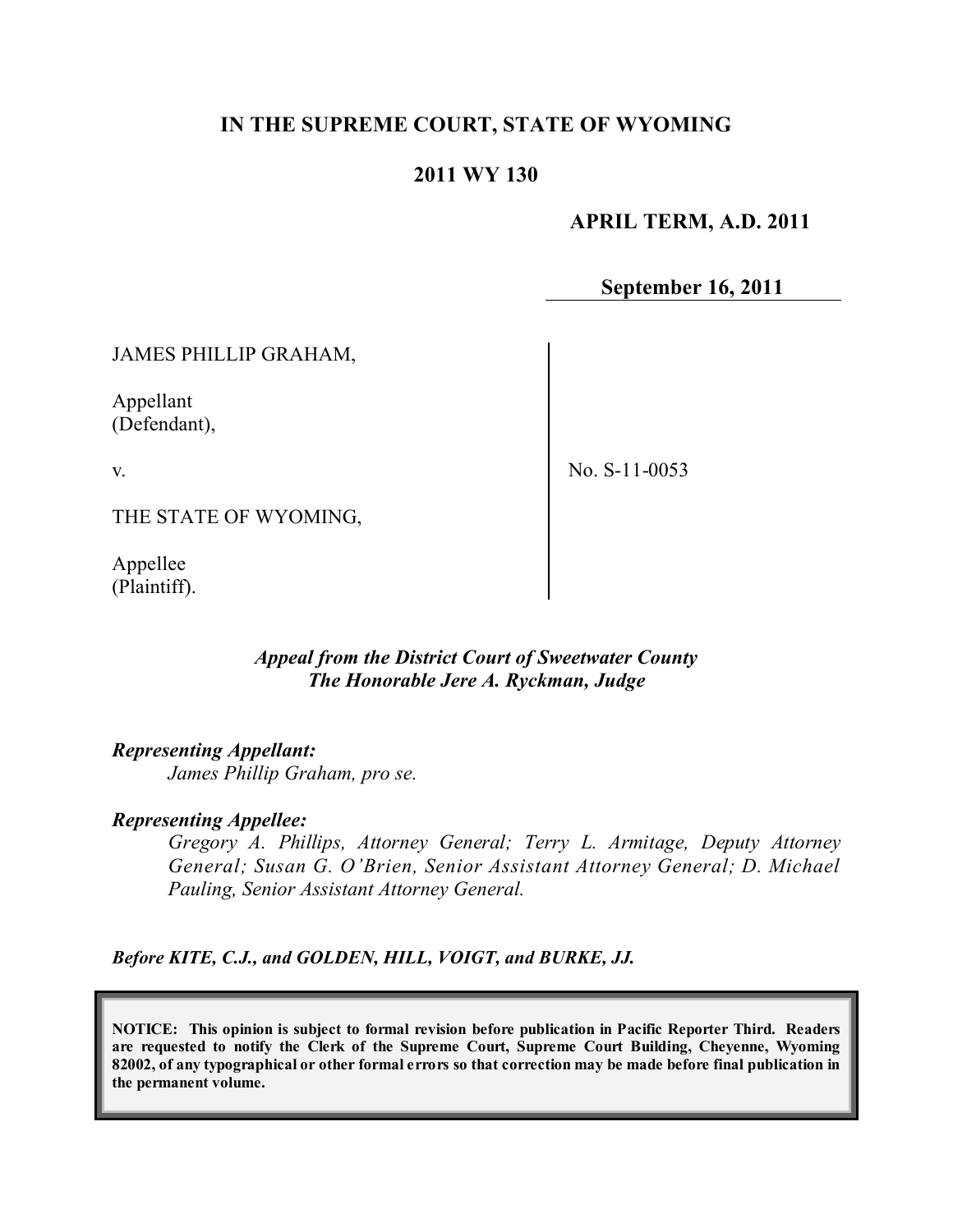# IN THE SUPREME COURT, STATE OF WYOMING

## 2011 WY 130

**APRIL TERM, A.D. 2011**

**September 16, 2011**

JAMES PHILLIP GRAHAM,

Appellant
(Defendant),

v.

THE STATE OF WYOMING,

Appellee
(Plaintiff).

No. S-11-0053

***Appeal from the District Court of Sweetwater County***
***The Honorable Jere A. Ryckman, Judge***

***Representing Appellant:***

*James Phillip Graham, pro se.*

***Representing Appellee:***

*Gregory A. Phillips, Attorney General; Terry L. Armitage, Deputy Attorney General; Susan G. O'Brien, Senior Assistant Attorney General; D. Michael Pauling, Senior Assistant Attorney General.*

***Before KITE, C.J., and GOLDEN, HILL, VOIGT, and BURKE, JJ.***

**NOTICE: This opinion is subject to formal revision before publication in Pacific Reporter Third. Readers are requested to notify the Clerk of the Supreme Court, Supreme Court Building, Cheyenne, Wyoming 82002, of any typographical or other formal errors so that correction may be made before final publication in the permanent volume.**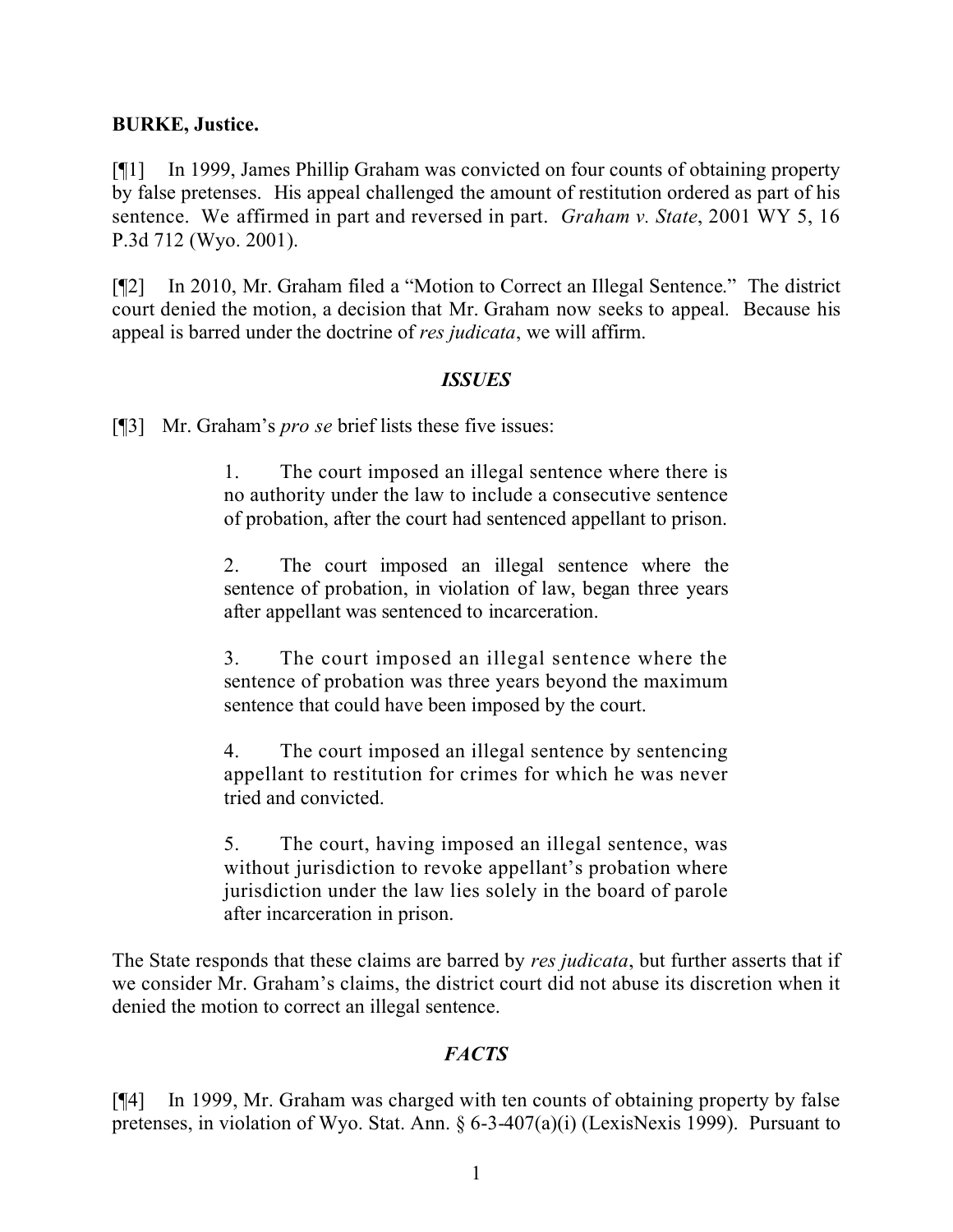**BURKE, Justice.**

[¶1] In 1999, James Phillip Graham was convicted on four counts of obtaining property by false pretenses. His appeal challenged the amount of restitution ordered as part of his sentence. We affirmed in part and reversed in part. *Graham v. State*, 2001 WY 5, 16 P.3d 712 (Wyo. 2001).

[¶2] In 2010, Mr. Graham filed a "Motion to Correct an Illegal Sentence." The district court denied the motion, a decision that Mr. Graham now seeks to appeal. Because his appeal is barred under the doctrine of *res judicata*, we will affirm.

## *ISSUES*

[¶3] Mr. Graham's *pro se* brief lists these five issues:

> 1. The court imposed an illegal sentence where there is no authority under the law to include a consecutive sentence of probation, after the court had sentenced appellant to prison.
>
> 2. The court imposed an illegal sentence where the sentence of probation, in violation of law, began three years after appellant was sentenced to incarceration.
>
> 3. The court imposed an illegal sentence where the sentence of probation was three years beyond the maximum sentence that could have been imposed by the court.
>
> 4. The court imposed an illegal sentence by sentencing appellant to restitution for crimes for which he was never tried and convicted.
>
> 5. The court, having imposed an illegal sentence, was without jurisdiction to revoke appellant's probation where jurisdiction under the law lies solely in the board of parole after incarceration in prison.

The State responds that these claims are barred by *res judicata*, but further asserts that if we consider Mr. Graham's claims, the district court did not abuse its discretion when it denied the motion to correct an illegal sentence.

## *FACTS*

[¶4] In 1999, Mr. Graham was charged with ten counts of obtaining property by false pretenses, in violation of Wyo. Stat. Ann. § 6-3-407(a)(i) (LexisNexis 1999). Pursuant to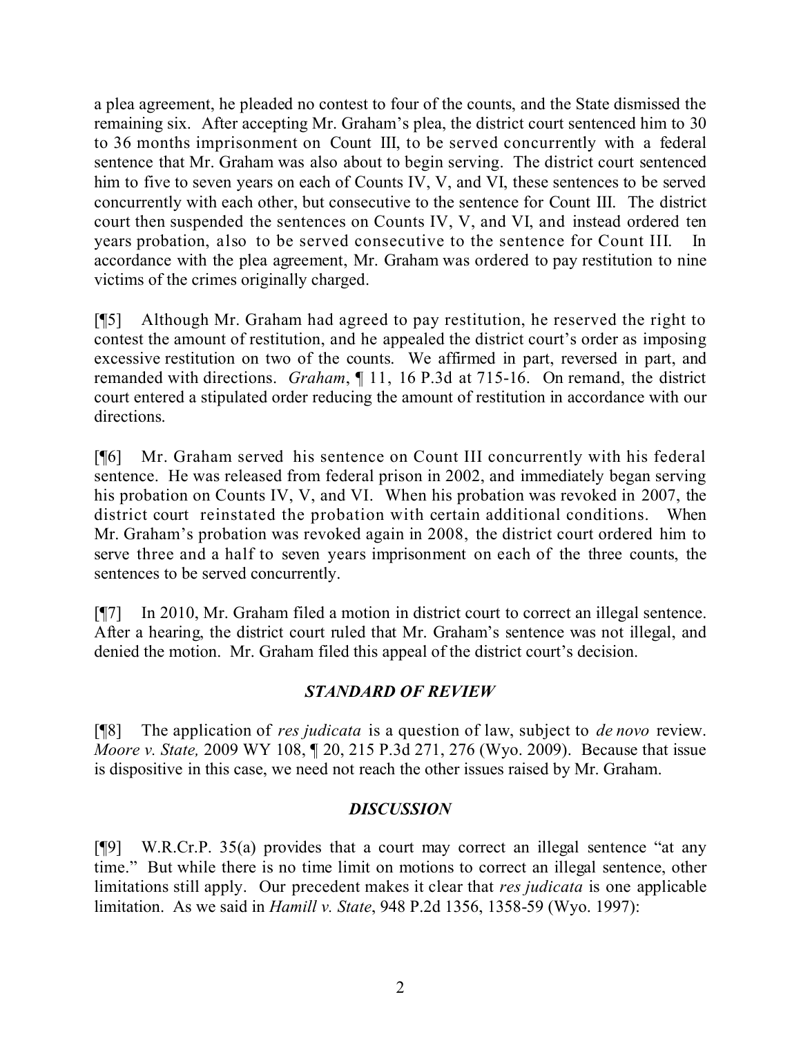a plea agreement, he pleaded no contest to four of the counts, and the State dismissed the remaining six. After accepting Mr. Graham's plea, the district court sentenced him to 30 to 36 months imprisonment on Count III, to be served concurrently with a federal sentence that Mr. Graham was also about to begin serving. The district court sentenced him to five to seven years on each of Counts IV, V, and VI, these sentences to be served concurrently with each other, but consecutive to the sentence for Count III. The district court then suspended the sentences on Counts IV, V, and VI, and instead ordered ten years probation, also to be served consecutive to the sentence for Count III. In accordance with the plea agreement, Mr. Graham was ordered to pay restitution to nine victims of the crimes originally charged.

[¶5] Although Mr. Graham had agreed to pay restitution, he reserved the right to contest the amount of restitution, and he appealed the district court's order as imposing excessive restitution on two of the counts. We affirmed in part, reversed in part, and remanded with directions. *Graham*, ¶ 11, 16 P.3d at 715-16. On remand, the district court entered a stipulated order reducing the amount of restitution in accordance with our directions.

[¶6] Mr. Graham served his sentence on Count III concurrently with his federal sentence. He was released from federal prison in 2002, and immediately began serving his probation on Counts IV, V, and VI. When his probation was revoked in 2007, the district court reinstated the probation with certain additional conditions. When Mr. Graham's probation was revoked again in 2008, the district court ordered him to serve three and a half to seven years imprisonment on each of the three counts, the sentences to be served concurrently.

[¶7] In 2010, Mr. Graham filed a motion in district court to correct an illegal sentence. After a hearing, the district court ruled that Mr. Graham's sentence was not illegal, and denied the motion. Mr. Graham filed this appeal of the district court's decision.

## *STANDARD OF REVIEW*

[¶8] The application of *res judicata* is a question of law, subject to *de novo* review. *Moore v. State,* 2009 WY 108, ¶ 20, 215 P.3d 271, 276 (Wyo. 2009). Because that issue is dispositive in this case, we need not reach the other issues raised by Mr. Graham.

## *DISCUSSION*

[¶9] W.R.Cr.P. 35(a) provides that a court may correct an illegal sentence "at any time." But while there is no time limit on motions to correct an illegal sentence, other limitations still apply. Our precedent makes it clear that *res judicata* is one applicable limitation. As we said in *Hamill v. State*, 948 P.2d 1356, 1358-59 (Wyo. 1997):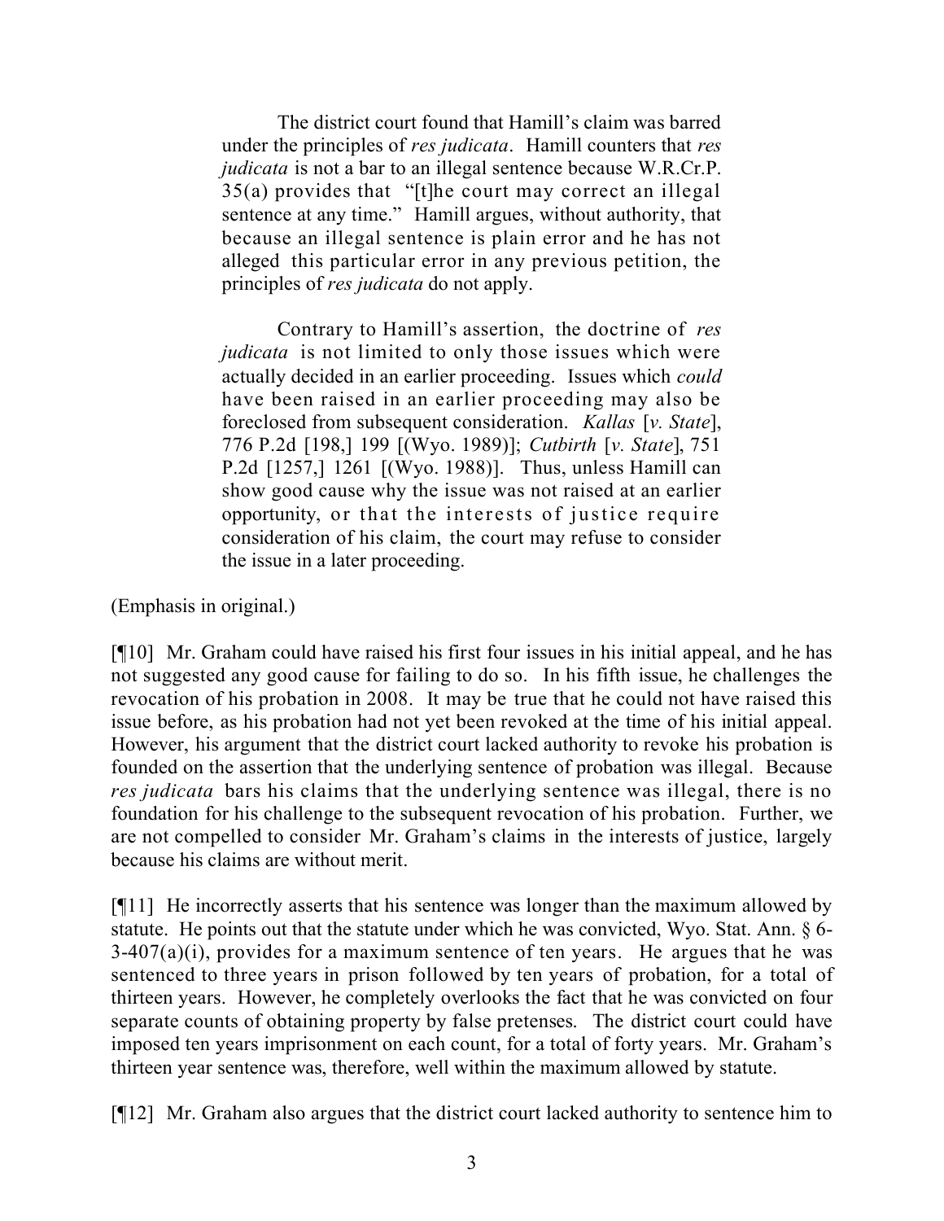> The district court found that Hamill's claim was barred under the principles of *res judicata*. Hamill counters that *res judicata* is not a bar to an illegal sentence because W.R.Cr.P. 35(a) provides that "[t]he court may correct an illegal sentence at any time." Hamill argues, without authority, that because an illegal sentence is plain error and he has not alleged this particular error in any previous petition, the principles of *res judicata* do not apply.
>
> Contrary to Hamill's assertion, the doctrine of *res judicata* is not limited to only those issues which were actually decided in an earlier proceeding. Issues which *could* have been raised in an earlier proceeding may also be foreclosed from subsequent consideration. *Kallas* [*v. State*], 776 P.2d [198,] 199 [(Wyo. 1989)]; *Cutbirth* [*v. State*], 751 P.2d [1257,] 1261 [(Wyo. 1988)]. Thus, unless Hamill can show good cause why the issue was not raised at an earlier opportunity, or that the interests of justice require consideration of his claim, the court may refuse to consider the issue in a later proceeding.

(Emphasis in original.)

[¶10] Mr. Graham could have raised his first four issues in his initial appeal, and he has not suggested any good cause for failing to do so. In his fifth issue, he challenges the revocation of his probation in 2008. It may be true that he could not have raised this issue before, as his probation had not yet been revoked at the time of his initial appeal. However, his argument that the district court lacked authority to revoke his probation is founded on the assertion that the underlying sentence of probation was illegal. Because *res judicata* bars his claims that the underlying sentence was illegal, there is no foundation for his challenge to the subsequent revocation of his probation. Further, we are not compelled to consider Mr. Graham's claims in the interests of justice, largely because his claims are without merit.

[¶11] He incorrectly asserts that his sentence was longer than the maximum allowed by statute. He points out that the statute under which he was convicted, Wyo. Stat. Ann. § 6-3-407(a)(i), provides for a maximum sentence of ten years. He argues that he was sentenced to three years in prison followed by ten years of probation, for a total of thirteen years. However, he completely overlooks the fact that he was convicted on four separate counts of obtaining property by false pretenses. The district court could have imposed ten years imprisonment on each count, for a total of forty years. Mr. Graham's thirteen year sentence was, therefore, well within the maximum allowed by statute.

[¶12] Mr. Graham also argues that the district court lacked authority to sentence him to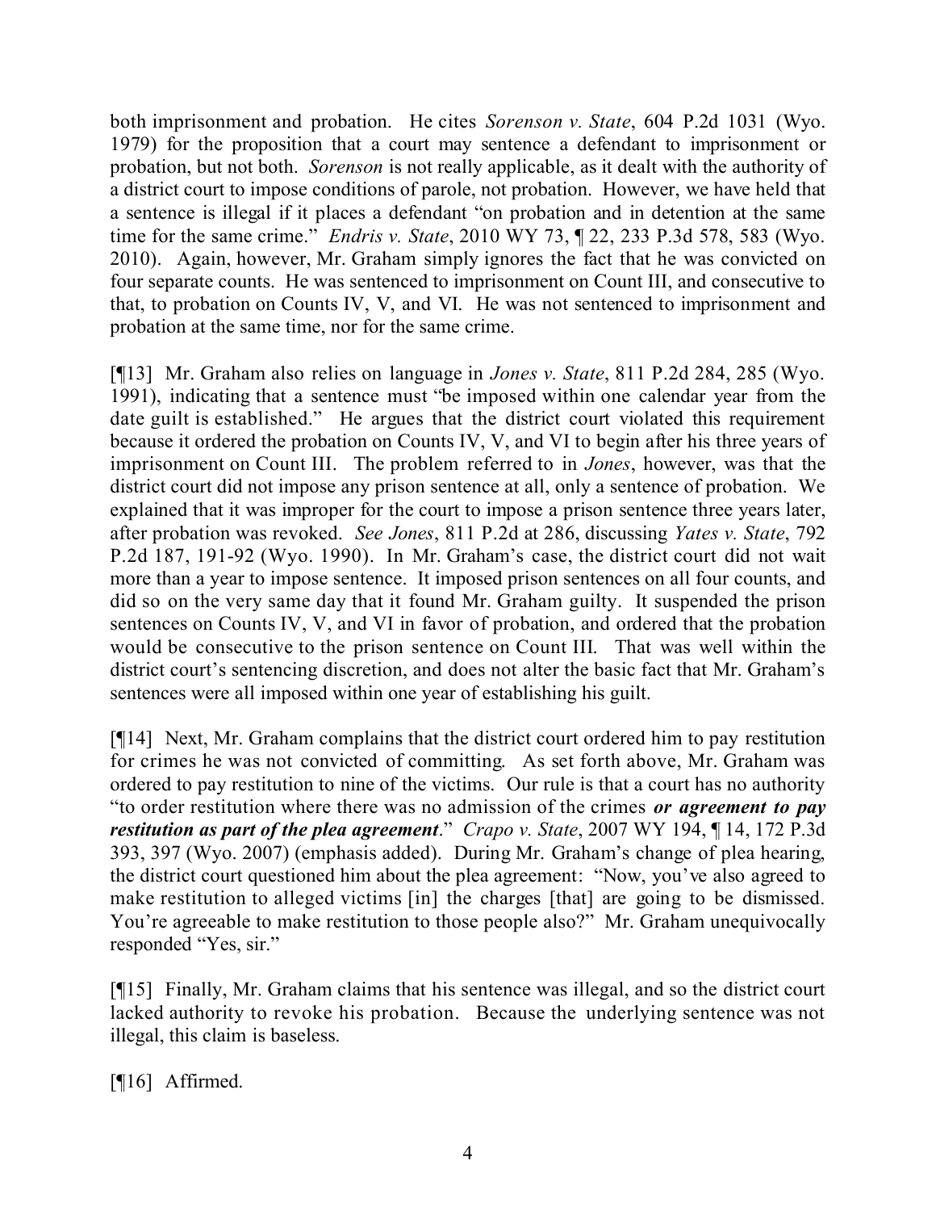both imprisonment and probation. He cites *Sorenson v. State*, 604 P.2d 1031 (Wyo. 1979) for the proposition that a court may sentence a defendant to imprisonment or probation, but not both. *Sorenson* is not really applicable, as it dealt with the authority of a district court to impose conditions of parole, not probation. However, we have held that a sentence is illegal if it places a defendant "on probation and in detention at the same time for the same crime." *Endris v. State*, 2010 WY 73, ¶ 22, 233 P.3d 578, 583 (Wyo. 2010). Again, however, Mr. Graham simply ignores the fact that he was convicted on four separate counts. He was sentenced to imprisonment on Count III, and consecutive to that, to probation on Counts IV, V, and VI. He was not sentenced to imprisonment and probation at the same time, nor for the same crime.

[¶13] Mr. Graham also relies on language in *Jones v. State*, 811 P.2d 284, 285 (Wyo. 1991), indicating that a sentence must "be imposed within one calendar year from the date guilt is established." He argues that the district court violated this requirement because it ordered the probation on Counts IV, V, and VI to begin after his three years of imprisonment on Count III. The problem referred to in *Jones*, however, was that the district court did not impose any prison sentence at all, only a sentence of probation. We explained that it was improper for the court to impose a prison sentence three years later, after probation was revoked. *See Jones*, 811 P.2d at 286, discussing *Yates v. State*, 792 P.2d 187, 191-92 (Wyo. 1990). In Mr. Graham's case, the district court did not wait more than a year to impose sentence. It imposed prison sentences on all four counts, and did so on the very same day that it found Mr. Graham guilty. It suspended the prison sentences on Counts IV, V, and VI in favor of probation, and ordered that the probation would be consecutive to the prison sentence on Count III. That was well within the district court's sentencing discretion, and does not alter the basic fact that Mr. Graham's sentences were all imposed within one year of establishing his guilt.

[¶14] Next, Mr. Graham complains that the district court ordered him to pay restitution for crimes he was not convicted of committing. As set forth above, Mr. Graham was ordered to pay restitution to nine of the victims. Our rule is that a court has no authority "to order restitution where there was no admission of the crimes ***or agreement to pay restitution as part of the plea agreement***." *Crapo v. State*, 2007 WY 194, ¶ 14, 172 P.3d 393, 397 (Wyo. 2007) (emphasis added). During Mr. Graham's change of plea hearing, the district court questioned him about the plea agreement: "Now, you've also agreed to make restitution to alleged victims [in] the charges [that] are going to be dismissed. You're agreeable to make restitution to those people also?" Mr. Graham unequivocally responded "Yes, sir."

[¶15] Finally, Mr. Graham claims that his sentence was illegal, and so the district court lacked authority to revoke his probation. Because the underlying sentence was not illegal, this claim is baseless.

[¶16] Affirmed.